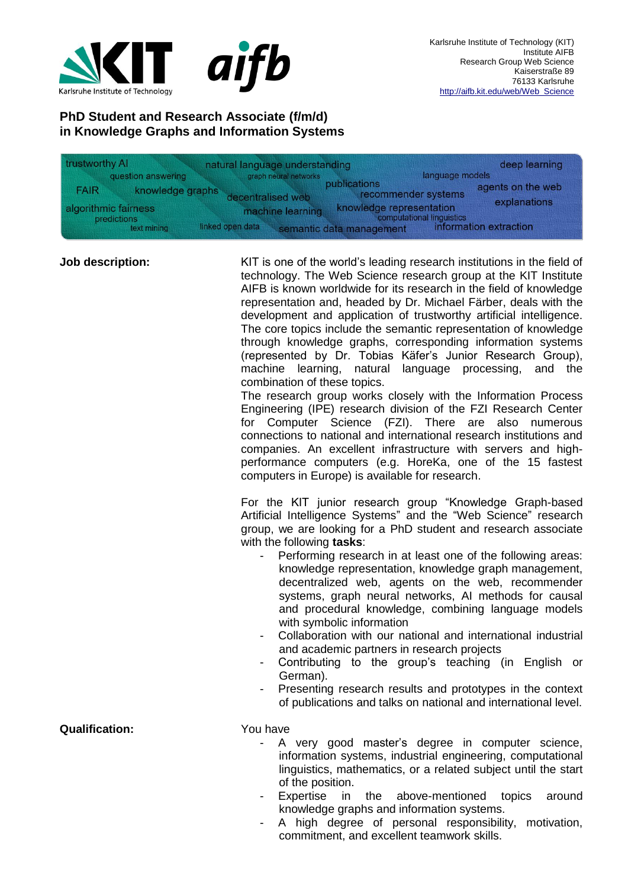Karlsruhe Institute of Technology (KIT)
Institute AIFB
Research Group Web Science
Kaiserstraße 89
76133 Karlsruhe
http://aifb.kit.edu/web/Web_Science

# PhD Student and Research Associate (f/m/d) in Knowledge Graphs and Information Systems

trustworthy AI, natural language understanding, deep learning, question answering, graph neural networks, language models, publications, agents on the web, FAIR, knowledge graphs, decentralised web, recommender systems, explanations, algorithmic fairness, machine learning, knowledge representation, predictions, computational linguistics, text mining, linked open data, semantic data management, information extraction

**Job description:**

KIT is one of the world's leading research institutions in the field of technology. The Web Science research group at the KIT Institute AIFB is known worldwide for its research in the field of knowledge representation and, headed by Dr. Michael Färber, deals with the development and application of trustworthy artificial intelligence. The core topics include the semantic representation of knowledge through knowledge graphs, corresponding information systems (represented by Dr. Tobias Käfer's Junior Research Group), machine learning, natural language processing, and the combination of these topics.
The research group works closely with the Information Process Engineering (IPE) research division of the FZI Research Center for Computer Science (FZI). There are also numerous connections to national and international research institutions and companies. An excellent infrastructure with servers and high-performance computers (e.g. HoreKa, one of the 15 fastest computers in Europe) is available for research.

For the KIT junior research group "Knowledge Graph-based Artificial Intelligence Systems" and the "Web Science" research group, we are looking for a PhD student and research associate with the following **tasks**:

- Performing research in at least one of the following areas: knowledge representation, knowledge graph management, decentralized web, agents on the web, recommender systems, graph neural networks, AI methods for causal and procedural knowledge, combining language models with symbolic information
- Collaboration with our national and international industrial and academic partners in research projects
- Contributing to the group's teaching (in English or German).
- Presenting research results and prototypes in the context of publications and talks on national and international level.

**Qualification:**

You have

- A very good master's degree in computer science, information systems, industrial engineering, computational linguistics, mathematics, or a related subject until the start of the position.
- Expertise in the above-mentioned topics around knowledge graphs and information systems.
- A high degree of personal responsibility, motivation, commitment, and excellent teamwork skills.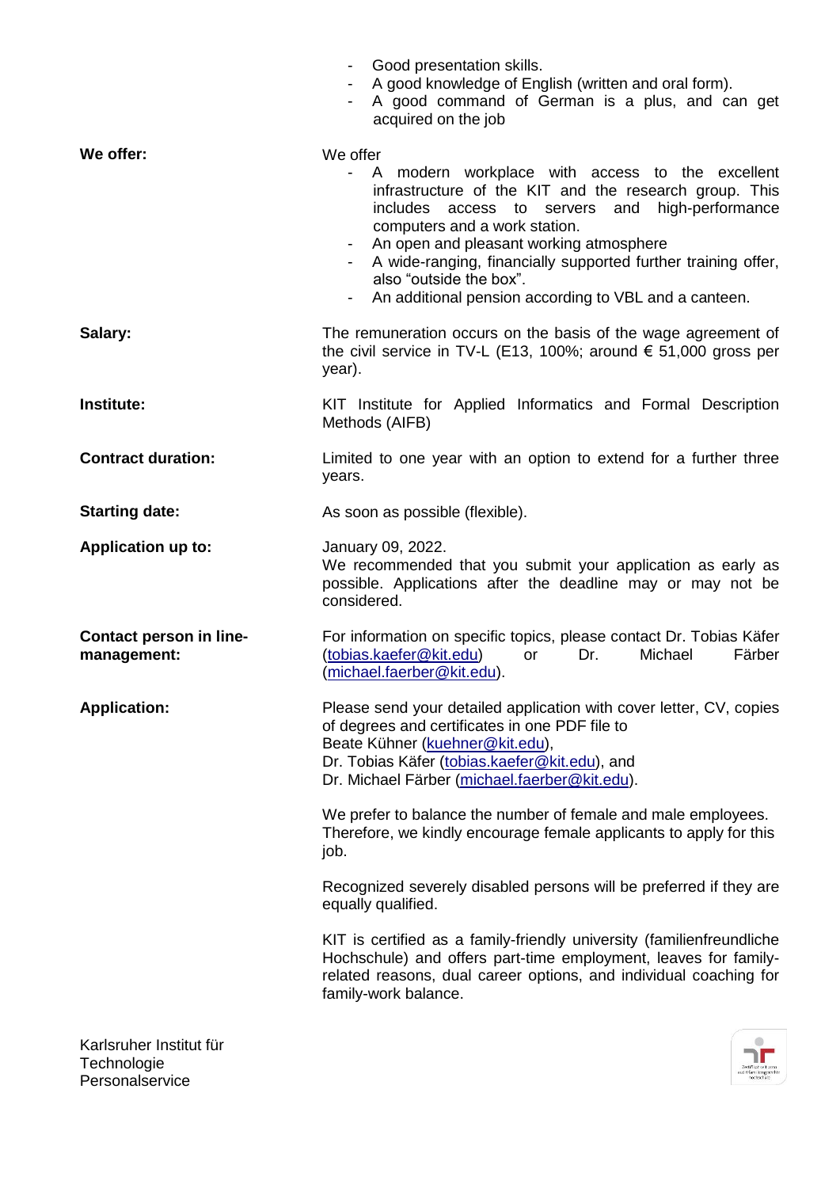- Good presentation skills.
- A good knowledge of English (written and oral form).
- A good command of German is a plus, and can get acquired on the job

**We offer:**

We offer

- A modern workplace with access to the excellent infrastructure of the KIT and the research group. This includes access to servers and high-performance computers and a work station.
- An open and pleasant working atmosphere
- A wide-ranging, financially supported further training offer, also “outside the box”.
- An additional pension according to VBL and a canteen.

**Salary:**

The remuneration occurs on the basis of the wage agreement of the civil service in TV-L (E13, 100%; around € 51,000 gross per year).

**Institute:**

KIT Institute for Applied Informatics and Formal Description Methods (AIFB)

**Contract duration:**

Limited to one year with an option to extend for a further three years.

**Starting date:**

As soon as possible (flexible).

**Application up to:**

January 09, 2022.
We recommended that you submit your application as early as possible. Applications after the deadline may or may not be considered.

**Contact person in line-management:**

For information on specific topics, please contact Dr. Tobias Käfer (tobias.kaefer@kit.edu) or Dr. Michael Färber (michael.faerber@kit.edu).

**Application:**

Please send your detailed application with cover letter, CV, copies of degrees and certificates in one PDF file to
Beate Kühner (kuehner@kit.edu),
Dr. Tobias Käfer (tobias.kaefer@kit.edu), and
Dr. Michael Färber (michael.faerber@kit.edu).

We prefer to balance the number of female and male employees. Therefore, we kindly encourage female applicants to apply for this job.

Recognized severely disabled persons will be preferred if they are equally qualified.

KIT is certified as a family-friendly university (familienfreundliche Hochschule) and offers part-time employment, leaves for family-related reasons, dual career options, and individual coaching for family-work balance.

Karlsruher Institut für
Technologie
Personalservice